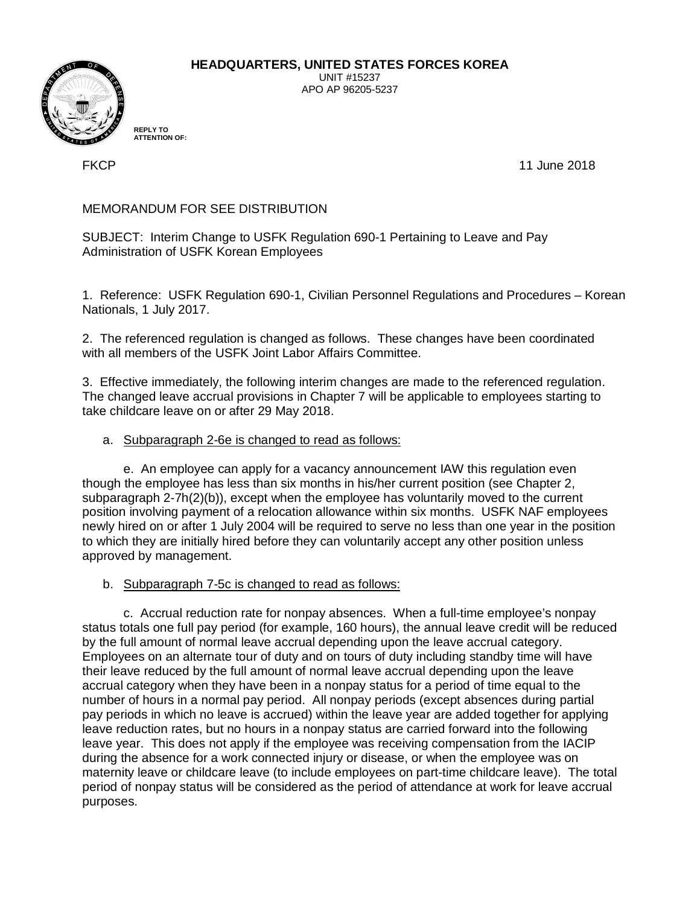**HEADQUARTERS, UNITED STATES FORCES KOREA**
UNIT #15237
APO AP 96205-5237

**REPLY TO ATTENTION OF:**

FKCP 11 June 2018

MEMORANDUM FOR SEE DISTRIBUTION

SUBJECT: Interim Change to USFK Regulation 690-1 Pertaining to Leave and Pay Administration of USFK Korean Employees

1. Reference: USFK Regulation 690-1, Civilian Personnel Regulations and Procedures – Korean Nationals, 1 July 2017.

2. The referenced regulation is changed as follows. These changes have been coordinated with all members of the USFK Joint Labor Affairs Committee.

3. Effective immediately, the following interim changes are made to the referenced regulation. The changed leave accrual provisions in Chapter 7 will be applicable to employees starting to take childcare leave on or after 29 May 2018.

a. Subparagraph 2-6e is changed to read as follows:

e. An employee can apply for a vacancy announcement IAW this regulation even though the employee has less than six months in his/her current position (see Chapter 2, subparagraph 2-7h(2)(b)), except when the employee has voluntarily moved to the current position involving payment of a relocation allowance within six months. USFK NAF employees newly hired on or after 1 July 2004 will be required to serve no less than one year in the position to which they are initially hired before they can voluntarily accept any other position unless approved by management.

b. Subparagraph 7-5c is changed to read as follows:

c. Accrual reduction rate for nonpay absences. When a full-time employee's nonpay status totals one full pay period (for example, 160 hours), the annual leave credit will be reduced by the full amount of normal leave accrual depending upon the leave accrual category. Employees on an alternate tour of duty and on tours of duty including standby time will have their leave reduced by the full amount of normal leave accrual depending upon the leave accrual category when they have been in a nonpay status for a period of time equal to the number of hours in a normal pay period. All nonpay periods (except absences during partial pay periods in which no leave is accrued) within the leave year are added together for applying leave reduction rates, but no hours in a nonpay status are carried forward into the following leave year. This does not apply if the employee was receiving compensation from the IACIP during the absence for a work connected injury or disease, or when the employee was on maternity leave or childcare leave (to include employees on part-time childcare leave). The total period of nonpay status will be considered as the period of attendance at work for leave accrual purposes.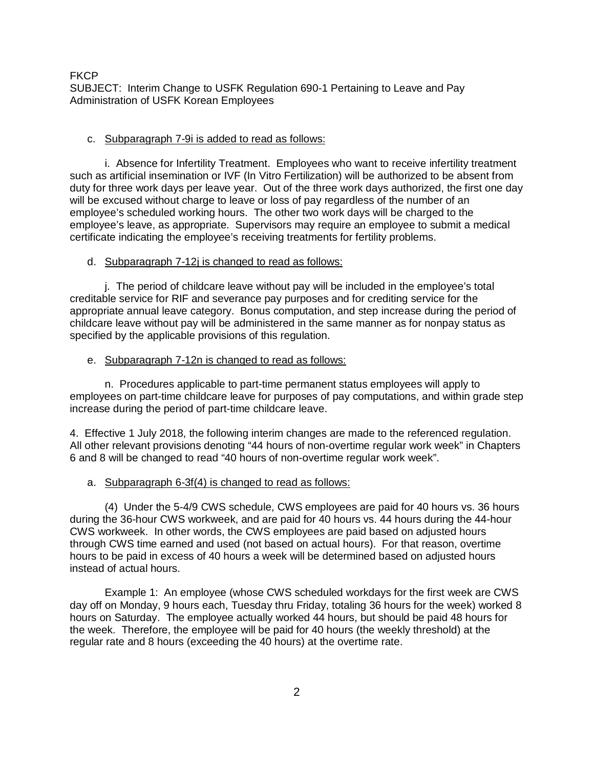FKCP
SUBJECT: Interim Change to USFK Regulation 690-1 Pertaining to Leave and Pay Administration of USFK Korean Employees

c. Subparagraph 7-9i is added to read as follows:

i. Absence for Infertility Treatment. Employees who want to receive infertility treatment such as artificial insemination or IVF (In Vitro Fertilization) will be authorized to be absent from duty for three work days per leave year. Out of the three work days authorized, the first one day will be excused without charge to leave or loss of pay regardless of the number of an employee's scheduled working hours. The other two work days will be charged to the employee's leave, as appropriate. Supervisors may require an employee to submit a medical certificate indicating the employee's receiving treatments for fertility problems.

d. Subparagraph 7-12j is changed to read as follows:

j. The period of childcare leave without pay will be included in the employee's total creditable service for RIF and severance pay purposes and for crediting service for the appropriate annual leave category. Bonus computation, and step increase during the period of childcare leave without pay will be administered in the same manner as for nonpay status as specified by the applicable provisions of this regulation.

e. Subparagraph 7-12n is changed to read as follows:

n. Procedures applicable to part-time permanent status employees will apply to employees on part-time childcare leave for purposes of pay computations, and within grade step increase during the period of part-time childcare leave.

4. Effective 1 July 2018, the following interim changes are made to the referenced regulation. All other relevant provisions denoting "44 hours of non-overtime regular work week" in Chapters 6 and 8 will be changed to read "40 hours of non-overtime regular work week".

a. Subparagraph 6-3f(4) is changed to read as follows:

(4) Under the 5-4/9 CWS schedule, CWS employees are paid for 40 hours vs. 36 hours during the 36-hour CWS workweek, and are paid for 40 hours vs. 44 hours during the 44-hour CWS workweek. In other words, the CWS employees are paid based on adjusted hours through CWS time earned and used (not based on actual hours). For that reason, overtime hours to be paid in excess of 40 hours a week will be determined based on adjusted hours instead of actual hours.

Example 1: An employee (whose CWS scheduled workdays for the first week are CWS day off on Monday, 9 hours each, Tuesday thru Friday, totaling 36 hours for the week) worked 8 hours on Saturday. The employee actually worked 44 hours, but should be paid 48 hours for the week. Therefore, the employee will be paid for 40 hours (the weekly threshold) at the regular rate and 8 hours (exceeding the 40 hours) at the overtime rate.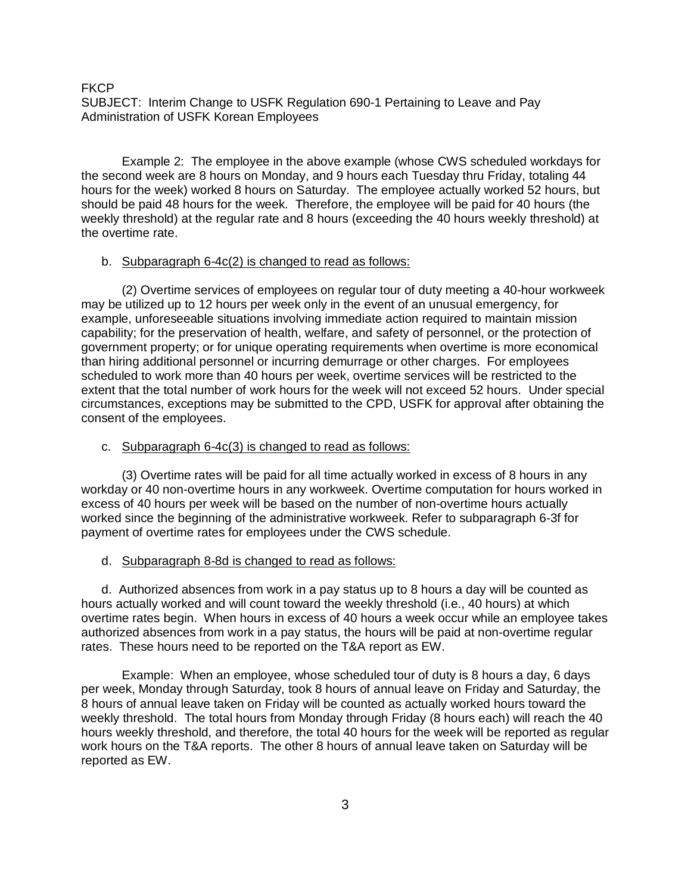FKCP
SUBJECT: Interim Change to USFK Regulation 690-1 Pertaining to Leave and Pay Administration of USFK Korean Employees

Example 2: The employee in the above example (whose CWS scheduled workdays for the second week are 8 hours on Monday, and 9 hours each Tuesday thru Friday, totaling 44 hours for the week) worked 8 hours on Saturday. The employee actually worked 52 hours, but should be paid 48 hours for the week. Therefore, the employee will be paid for 40 hours (the weekly threshold) at the regular rate and 8 hours (exceeding the 40 hours weekly threshold) at the overtime rate.

b. <u>Subparagraph 6-4c(2) is changed to read as follows:</u>

(2) Overtime services of employees on regular tour of duty meeting a 40-hour workweek may be utilized up to 12 hours per week only in the event of an unusual emergency, for example, unforeseeable situations involving immediate action required to maintain mission capability; for the preservation of health, welfare, and safety of personnel, or the protection of government property; or for unique operating requirements when overtime is more economical than hiring additional personnel or incurring demurrage or other charges. For employees scheduled to work more than 40 hours per week, overtime services will be restricted to the extent that the total number of work hours for the week will not exceed 52 hours. Under special circumstances, exceptions may be submitted to the CPD, USFK for approval after obtaining the consent of the employees.

c. <u>Subparagraph 6-4c(3) is changed to read as follows:</u>

(3) Overtime rates will be paid for all time actually worked in excess of 8 hours in any workday or 40 non-overtime hours in any workweek. Overtime computation for hours worked in excess of 40 hours per week will be based on the number of non-overtime hours actually worked since the beginning of the administrative workweek. Refer to subparagraph 6-3f for payment of overtime rates for employees under the CWS schedule.

d. <u>Subparagraph 8-8d is changed to read as follows:</u>

d. Authorized absences from work in a pay status up to 8 hours a day will be counted as hours actually worked and will count toward the weekly threshold (i.e., 40 hours) at which overtime rates begin. When hours in excess of 40 hours a week occur while an employee takes authorized absences from work in a pay status, the hours will be paid at non-overtime regular rates. These hours need to be reported on the T&A report as EW.

Example: When an employee, whose scheduled tour of duty is 8 hours a day, 6 days per week, Monday through Saturday, took 8 hours of annual leave on Friday and Saturday, the 8 hours of annual leave taken on Friday will be counted as actually worked hours toward the weekly threshold. The total hours from Monday through Friday (8 hours each) will reach the 40 hours weekly threshold, and therefore, the total 40 hours for the week will be reported as regular work hours on the T&A reports. The other 8 hours of annual leave taken on Saturday will be reported as EW.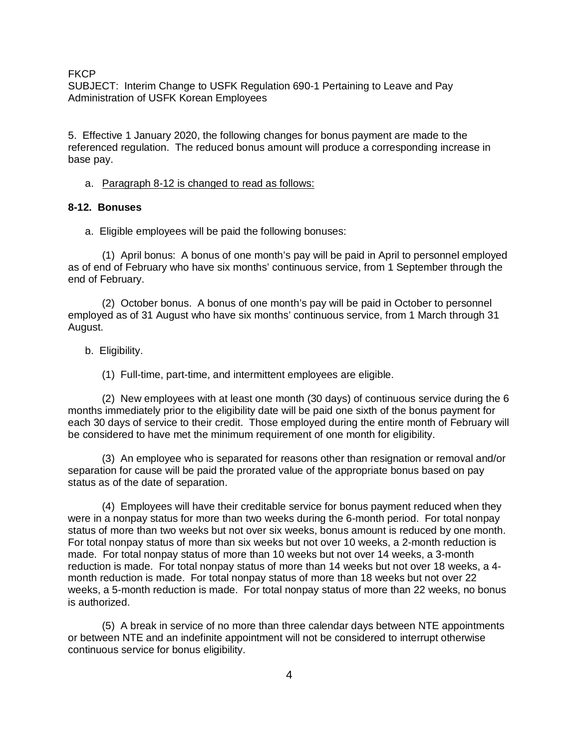FKCP
SUBJECT: Interim Change to USFK Regulation 690-1 Pertaining to Leave and Pay Administration of USFK Korean Employees

5. Effective 1 January 2020, the following changes for bonus payment are made to the referenced regulation. The reduced bonus amount will produce a corresponding increase in base pay.

a. Paragraph 8-12 is changed to read as follows:

**8-12. Bonuses**

a. Eligible employees will be paid the following bonuses:

(1) April bonus: A bonus of one month's pay will be paid in April to personnel employed as of end of February who have six months' continuous service, from 1 September through the end of February.

(2) October bonus. A bonus of one month's pay will be paid in October to personnel employed as of 31 August who have six months' continuous service, from 1 March through 31 August.

b. Eligibility.

(1) Full-time, part-time, and intermittent employees are eligible.

(2) New employees with at least one month (30 days) of continuous service during the 6 months immediately prior to the eligibility date will be paid one sixth of the bonus payment for each 30 days of service to their credit. Those employed during the entire month of February will be considered to have met the minimum requirement of one month for eligibility.

(3) An employee who is separated for reasons other than resignation or removal and/or separation for cause will be paid the prorated value of the appropriate bonus based on pay status as of the date of separation.

(4) Employees will have their creditable service for bonus payment reduced when they were in a nonpay status for more than two weeks during the 6-month period. For total nonpay status of more than two weeks but not over six weeks, bonus amount is reduced by one month. For total nonpay status of more than six weeks but not over 10 weeks, a 2-month reduction is made. For total nonpay status of more than 10 weeks but not over 14 weeks, a 3-month reduction is made. For total nonpay status of more than 14 weeks but not over 18 weeks, a 4-month reduction is made. For total nonpay status of more than 18 weeks but not over 22 weeks, a 5-month reduction is made. For total nonpay status of more than 22 weeks, no bonus is authorized.

(5) A break in service of no more than three calendar days between NTE appointments or between NTE and an indefinite appointment will not be considered to interrupt otherwise continuous service for bonus eligibility.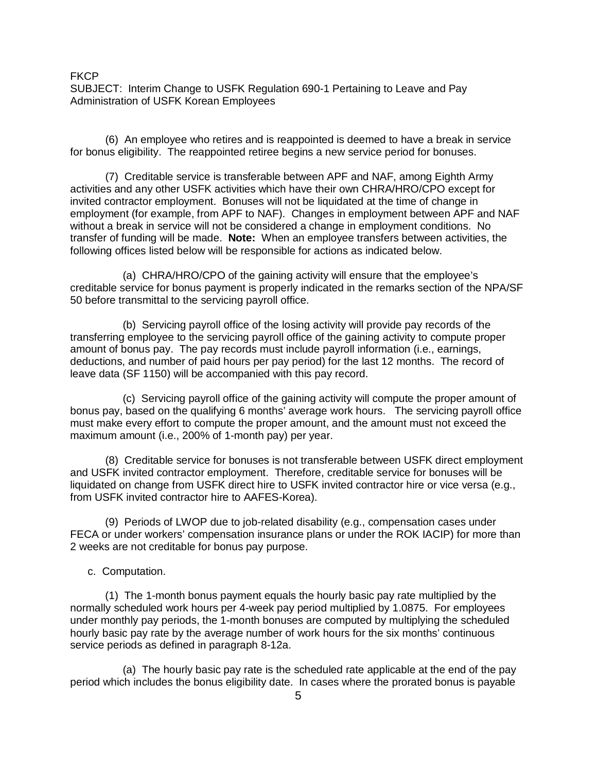FKCP
SUBJECT: Interim Change to USFK Regulation 690-1 Pertaining to Leave and Pay Administration of USFK Korean Employees

(6) An employee who retires and is reappointed is deemed to have a break in service for bonus eligibility. The reappointed retiree begins a new service period for bonuses.

(7) Creditable service is transferable between APF and NAF, among Eighth Army activities and any other USFK activities which have their own CHRA/HRO/CPO except for invited contractor employment. Bonuses will not be liquidated at the time of change in employment (for example, from APF to NAF). Changes in employment between APF and NAF without a break in service will not be considered a change in employment conditions. No transfer of funding will be made. **Note:** When an employee transfers between activities, the following offices listed below will be responsible for actions as indicated below.

(a) CHRA/HRO/CPO of the gaining activity will ensure that the employee's creditable service for bonus payment is properly indicated in the remarks section of the NPA/SF 50 before transmittal to the servicing payroll office.

(b) Servicing payroll office of the losing activity will provide pay records of the transferring employee to the servicing payroll office of the gaining activity to compute proper amount of bonus pay. The pay records must include payroll information (i.e., earnings, deductions, and number of paid hours per pay period) for the last 12 months. The record of leave data (SF 1150) will be accompanied with this pay record.

(c) Servicing payroll office of the gaining activity will compute the proper amount of bonus pay, based on the qualifying 6 months' average work hours. The servicing payroll office must make every effort to compute the proper amount, and the amount must not exceed the maximum amount (i.e., 200% of 1-month pay) per year.

(8) Creditable service for bonuses is not transferable between USFK direct employment and USFK invited contractor employment. Therefore, creditable service for bonuses will be liquidated on change from USFK direct hire to USFK invited contractor hire or vice versa (e.g., from USFK invited contractor hire to AAFES-Korea).

(9) Periods of LWOP due to job-related disability (e.g., compensation cases under FECA or under workers' compensation insurance plans or under the ROK IACIP) for more than 2 weeks are not creditable for bonus pay purpose.

c. Computation.

(1) The 1-month bonus payment equals the hourly basic pay rate multiplied by the normally scheduled work hours per 4-week pay period multiplied by 1.0875. For employees under monthly pay periods, the 1-month bonuses are computed by multiplying the scheduled hourly basic pay rate by the average number of work hours for the six months' continuous service periods as defined in paragraph 8-12a.

(a) The hourly basic pay rate is the scheduled rate applicable at the end of the pay period which includes the bonus eligibility date. In cases where the prorated bonus is payable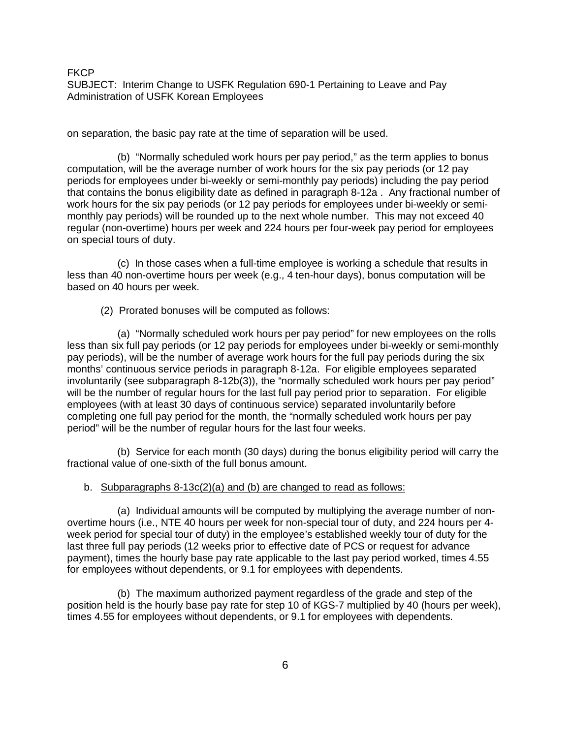on separation, the basic pay rate at the time of separation will be used.

(b) "Normally scheduled work hours per pay period," as the term applies to bonus computation, will be the average number of work hours for the six pay periods (or 12 pay periods for employees under bi-weekly or semi-monthly pay periods) including the pay period that contains the bonus eligibility date as defined in paragraph 8-12a . Any fractional number of work hours for the six pay periods (or 12 pay periods for employees under bi-weekly or semi-monthly pay periods) will be rounded up to the next whole number. This may not exceed 40 regular (non-overtime) hours per week and 224 hours per four-week pay period for employees on special tours of duty.

(c) In those cases when a full-time employee is working a schedule that results in less than 40 non-overtime hours per week (e.g., 4 ten-hour days), bonus computation will be based on 40 hours per week.

(2) Prorated bonuses will be computed as follows:

(a) "Normally scheduled work hours per pay period" for new employees on the rolls less than six full pay periods (or 12 pay periods for employees under bi-weekly or semi-monthly pay periods), will be the number of average work hours for the full pay periods during the six months' continuous service periods in paragraph 8-12a. For eligible employees separated involuntarily (see subparagraph 8-12b(3)), the "normally scheduled work hours per pay period" will be the number of regular hours for the last full pay period prior to separation. For eligible employees (with at least 30 days of continuous service) separated involuntarily before completing one full pay period for the month, the "normally scheduled work hours per pay period" will be the number of regular hours for the last four weeks.

(b) Service for each month (30 days) during the bonus eligibility period will carry the fractional value of one-sixth of the full bonus amount.

b. <u>Subparagraphs 8-13c(2)(a) and (b) are changed to read as follows:</u>

(a) Individual amounts will be computed by multiplying the average number of non-overtime hours (i.e., NTE 40 hours per week for non-special tour of duty, and 224 hours per 4-week period for special tour of duty) in the employee's established weekly tour of duty for the last three full pay periods (12 weeks prior to effective date of PCS or request for advance payment), times the hourly base pay rate applicable to the last pay period worked, times 4.55 for employees without dependents, or 9.1 for employees with dependents.

(b) The maximum authorized payment regardless of the grade and step of the position held is the hourly base pay rate for step 10 of KGS-7 multiplied by 40 (hours per week), times 4.55 for employees without dependents, or 9.1 for employees with dependents.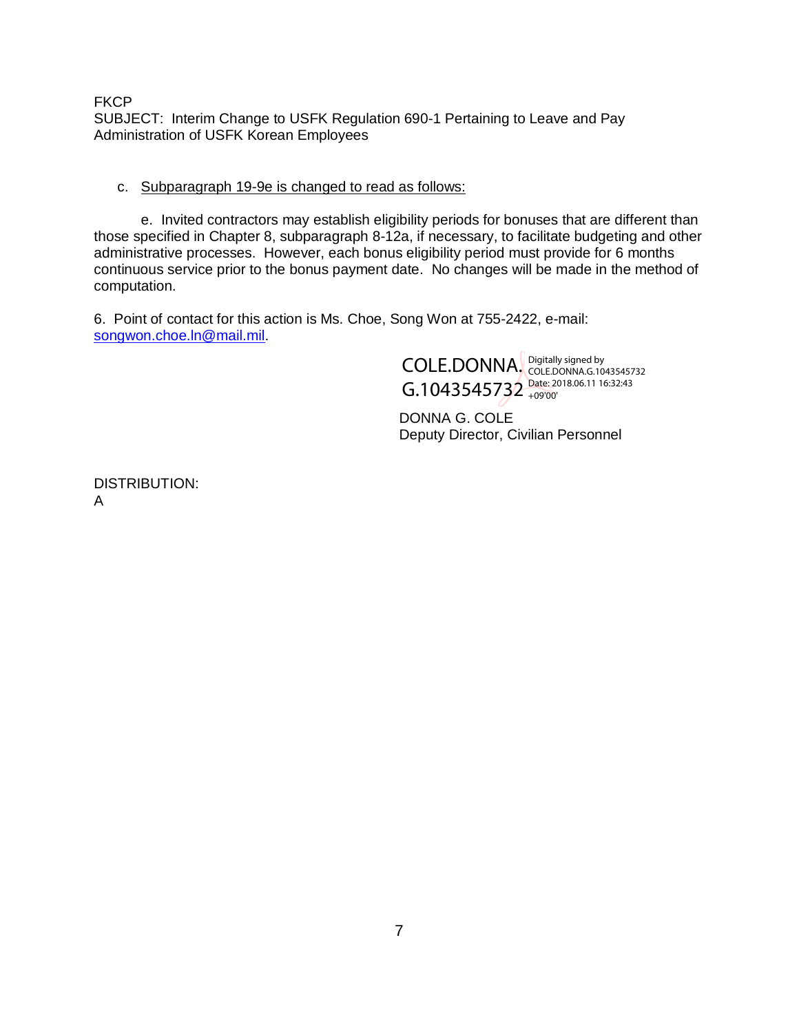FKCP
SUBJECT: Interim Change to USFK Regulation 690-1 Pertaining to Leave and Pay Administration of USFK Korean Employees

c. Subparagraph 19-9e is changed to read as follows:

e. Invited contractors may establish eligibility periods for bonuses that are different than those specified in Chapter 8, subparagraph 8-12a, if necessary, to facilitate budgeting and other administrative processes. However, each bonus eligibility period must provide for 6 months continuous service prior to the bonus payment date. No changes will be made in the method of computation.

6. Point of contact for this action is Ms. Choe, Song Won at 755-2422, e-mail: songwon.choe.ln@mail.mil.

COLE.DONNA.G.1043545732
Digitally signed by COLE.DONNA.G.1043545732
Date: 2018.06.11 16:32:43 +09'00'

DONNA G. COLE
Deputy Director, Civilian Personnel

DISTRIBUTION:
A